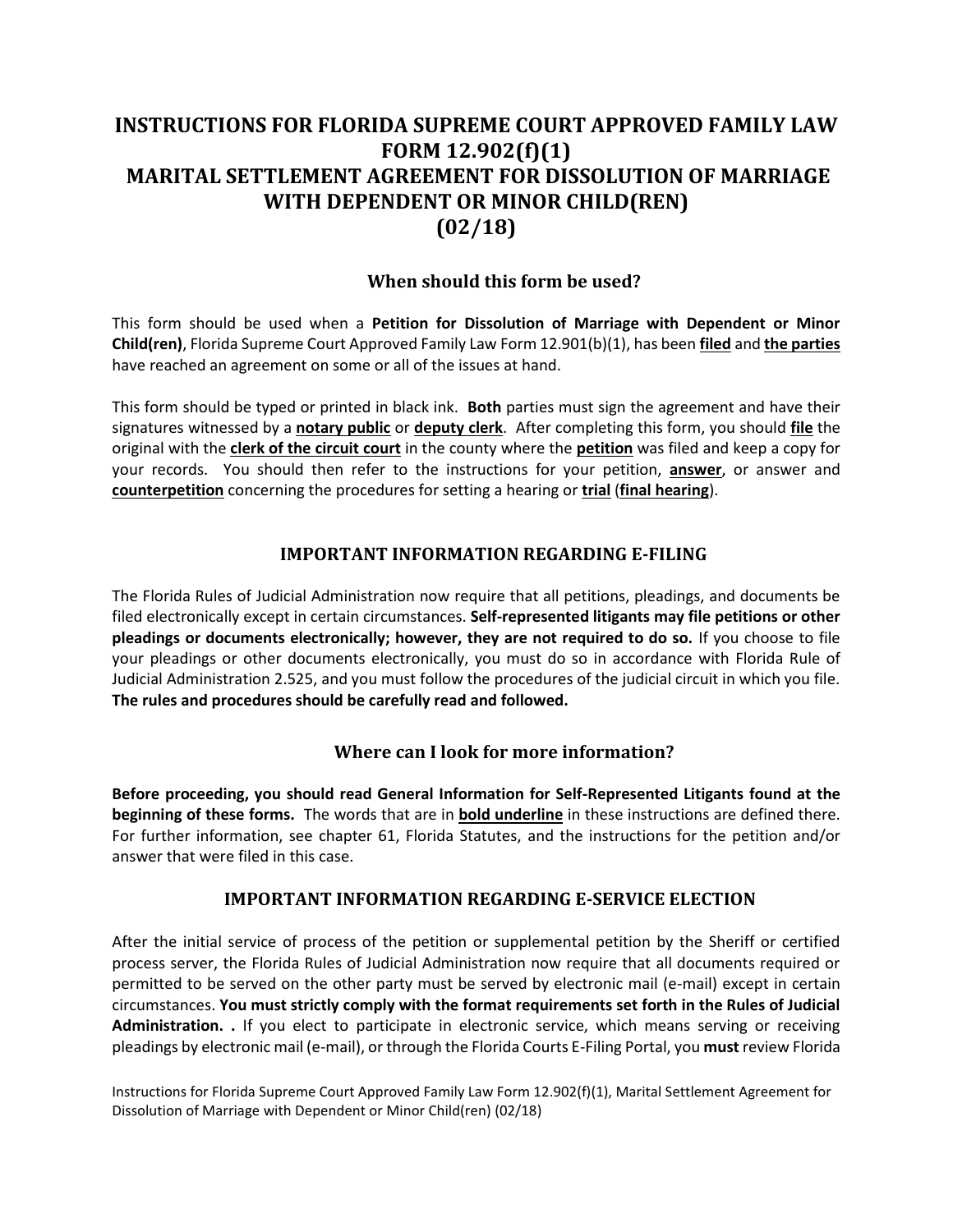# INSTRUCTIONS FOR FLORIDA SUPREME COURT APPROVED FAMILY LAW FORM 12.902(f)(1) MARITAL SETTLEMENT AGREEMENT FOR DISSOLUTION OF MARRIAGE WITH DEPENDENT OR MINOR CHILD(REN) (02/18)

## When should this form be used?

This form should be used when a **Petition for Dissolution of Marriage with Dependent or Minor Child(ren)**, Florida Supreme Court Approved Family Law Form 12.901(b)(1), has been **filed** and **the parties** have reached an agreement on some or all of the issues at hand.

This form should be typed or printed in black ink. **Both** parties must sign the agreement and have their signatures witnessed by a **notary public** or **deputy clerk**. After completing this form, you should **file** the original with the **clerk of the circuit court** in the county where the **petition** was filed and keep a copy for your records. You should then refer to the instructions for your petition, **answer**, or answer and **counterpetition** concerning the procedures for setting a hearing or **trial** (**final hearing**).

## IMPORTANT INFORMATION REGARDING E-FILING

The Florida Rules of Judicial Administration now require that all petitions, pleadings, and documents be filed electronically except in certain circumstances. **Self-represented litigants may file petitions or other pleadings or documents electronically; however, they are not required to do so.** If you choose to file your pleadings or other documents electronically, you must do so in accordance with Florida Rule of Judicial Administration 2.525, and you must follow the procedures of the judicial circuit in which you file. **The rules and procedures should be carefully read and followed.**

## Where can I look for more information?

**Before proceeding, you should read General Information for Self-Represented Litigants found at the beginning of these forms.** The words that are in **bold underline** in these instructions are defined there. For further information, see chapter 61, Florida Statutes, and the instructions for the petition and/or answer that were filed in this case.

## IMPORTANT INFORMATION REGARDING E-SERVICE ELECTION

After the initial service of process of the petition or supplemental petition by the Sheriff or certified process server, the Florida Rules of Judicial Administration now require that all documents required or permitted to be served on the other party must be served by electronic mail (e-mail) except in certain circumstances. **You must strictly comply with the format requirements set forth in the Rules of Judicial Administration. .** If you elect to participate in electronic service, which means serving or receiving pleadings by electronic mail (e-mail), or through the Florida Courts E-Filing Portal, you **must** review Florida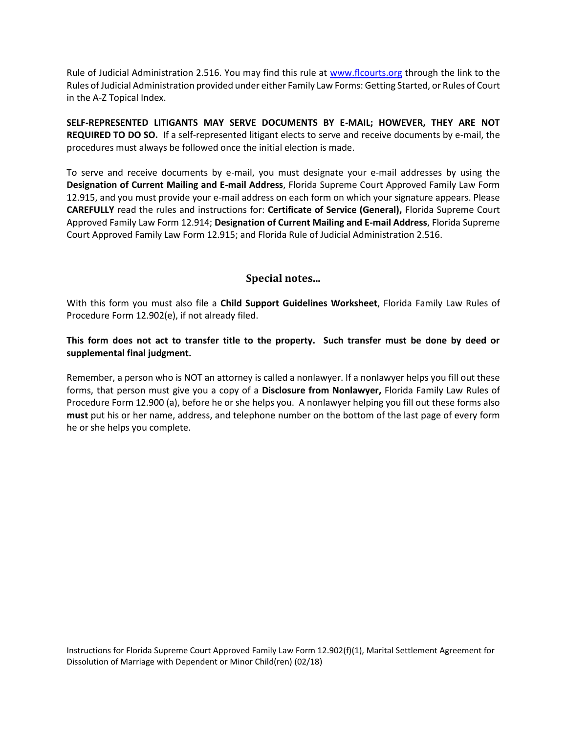Rule of Judicial Administration 2.516. You may find this rule at [www.flcourts.org](http://www.flcourts.org) through the link to the Rules of Judicial Administration provided under either Family Law Forms: Getting Started, or Rules of Court in the A-Z Topical Index.

**SELF-REPRESENTED LITIGANTS MAY SERVE DOCUMENTS BY E-MAIL; HOWEVER, THEY ARE NOT REQUIRED TO DO SO.** If a self-represented litigant elects to serve and receive documents by e-mail, the procedures must always be followed once the initial election is made.

To serve and receive documents by e-mail, you must designate your e-mail addresses by using the **Designation of Current Mailing and E-mail Address**, Florida Supreme Court Approved Family Law Form 12.915, and you must provide your e-mail address on each form on which your signature appears. Please **CAREFULLY** read the rules and instructions for: **Certificate of Service (General),** Florida Supreme Court Approved Family Law Form 12.914; **Designation of Current Mailing and E-mail Address**, Florida Supreme Court Approved Family Law Form 12.915; and Florida Rule of Judicial Administration 2.516.

## Special notes...

With this form you must also file a **Child Support Guidelines Worksheet**, Florida Family Law Rules of Procedure Form 12.902(e), if not already filed.

**This form does not act to transfer title to the property. Such transfer must be done by deed or supplemental final judgment.**

Remember, a person who is NOT an attorney is called a nonlawyer. If a nonlawyer helps you fill out these forms, that person must give you a copy of a **Disclosure from Nonlawyer,** Florida Family Law Rules of Procedure Form 12.900 (a), before he or she helps you. A nonlawyer helping you fill out these forms also **must** put his or her name, address, and telephone number on the bottom of the last page of every form he or she helps you complete.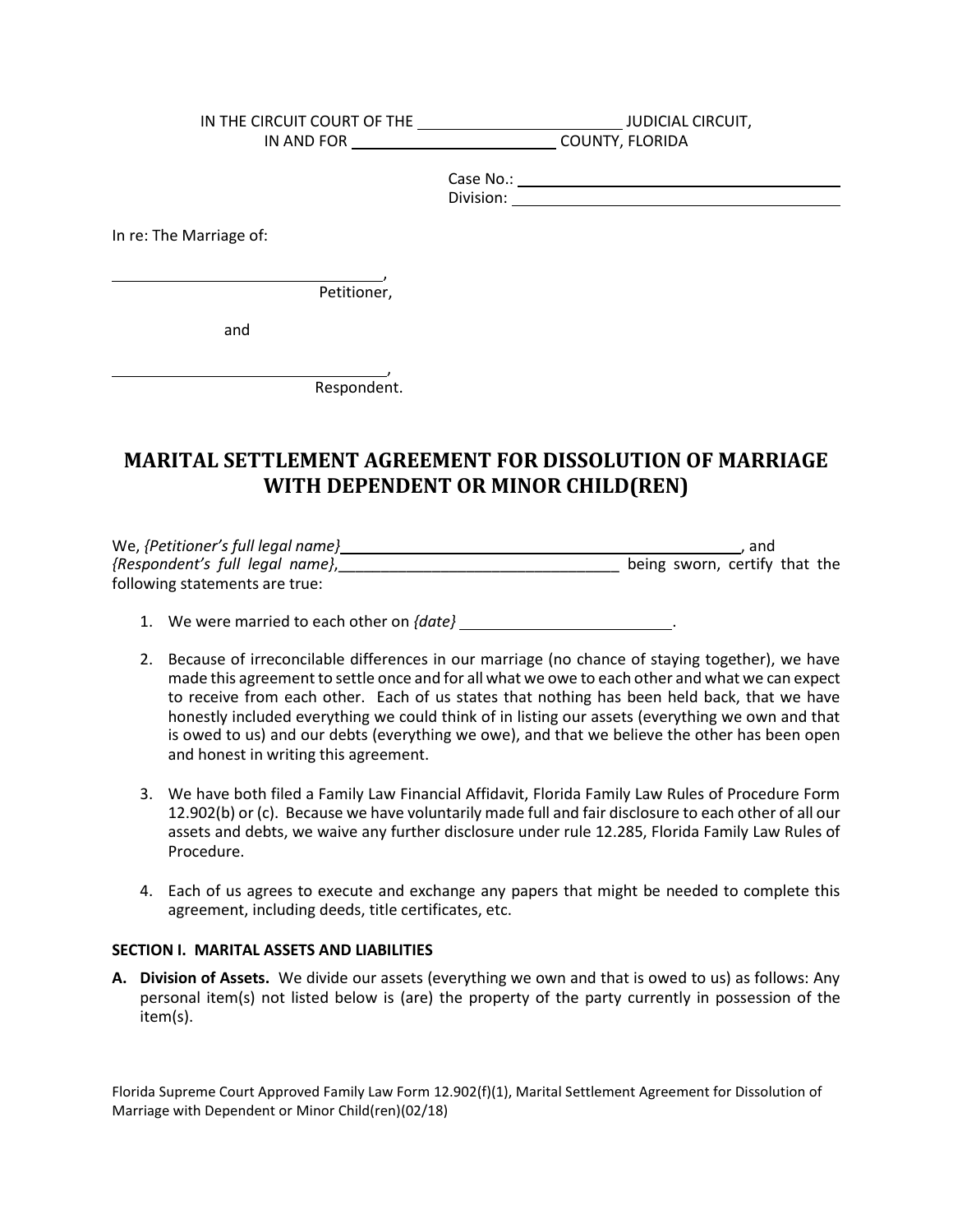IN THE CIRCUIT COURT OF THE ________________________ JUDICIAL CIRCUIT,
IN AND FOR ________________________ COUNTY, FLORIDA

Case No.: ________________________________________
Division: ________________________________________

In re: The Marriage of:

________________________________,
Petitioner,

and

________________________________,
Respondent.

# MARITAL SETTLEMENT AGREEMENT FOR DISSOLUTION OF MARRIAGE WITH DEPENDENT OR MINOR CHILD(REN)

We, *{Petitioner's full legal name}* ________________________________________________, and *{Respondent's full legal name}*,_________________________________ being sworn, certify that the following statements are true:

1. We were married to each other on *{date}* ________________________.

2. Because of irreconcilable differences in our marriage (no chance of staying together), we have made this agreement to settle once and for all what we owe to each other and what we can expect to receive from each other. Each of us states that nothing has been held back, that we have honestly included everything we could think of in listing our assets (everything we own and that is owed to us) and our debts (everything we owe), and that we believe the other has been open and honest in writing this agreement.

3. We have both filed a Family Law Financial Affidavit, Florida Family Law Rules of Procedure Form 12.902(b) or (c). Because we have voluntarily made full and fair disclosure to each other of all our assets and debts, we waive any further disclosure under rule 12.285, Florida Family Law Rules of Procedure.

4. Each of us agrees to execute and exchange any papers that might be needed to complete this agreement, including deeds, title certificates, etc.

**SECTION I. MARITAL ASSETS AND LIABILITIES**

**A. Division of Assets.** We divide our assets (everything we own and that is owed to us) as follows: Any personal item(s) not listed below is (are) the property of the party currently in possession of the item(s).

Florida Supreme Court Approved Family Law Form 12.902(f)(1), Marital Settlement Agreement for Dissolution of Marriage with Dependent or Minor Child(ren)(02/18)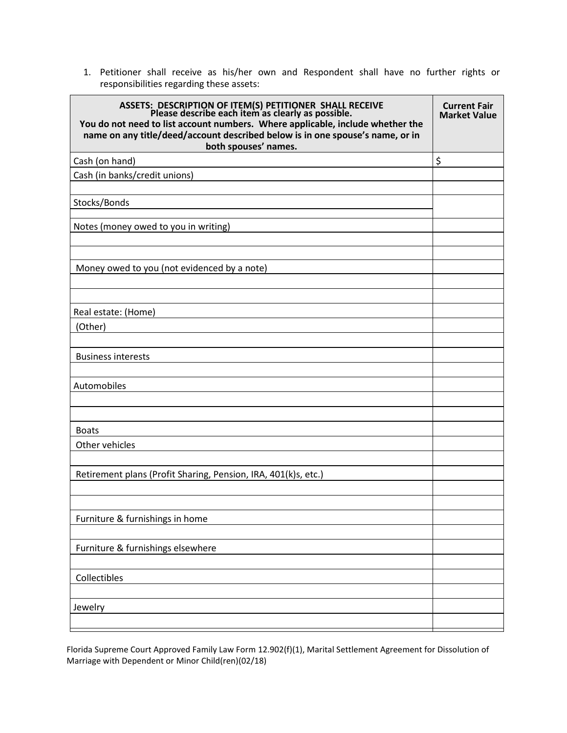1. Petitioner shall receive as his/her own and Respondent shall have no further rights or responsibilities regarding these assets:

| ASSETS: DESCRIPTION OF ITEM(S) PETITIONER SHALL RECEIVE Please describe each item as clearly as possible. You do not need to list account numbers. Where applicable, include whether the name on any title/deed/account described below is in one spouse's name, or in both spouses' names. | Current Fair Market Value |
|---|---|
| Cash (on hand) | $ |
| Cash (in banks/credit unions) | |
| | |
| Stocks/Bonds | |
| | |
| Notes (money owed to you in writing) | |
| | |
| | |
| Money owed to you (not evidenced by a note) | |
| | |
| | |
| Real estate: (Home) | |
| (Other) | |
| | |
| Business interests | |
| | |
| Automobiles | |
| | |
| | |
| Boats | |
| Other vehicles | |
| | |
| Retirement plans (Profit Sharing, Pension, IRA, 401(k)s, etc.) | |
| | |
| | |
| Furniture & furnishings in home | |
| | |
| Furniture & furnishings elsewhere | |
| | |
| Collectibles | |
| | |
| Jewelry | |
| | |

Florida Supreme Court Approved Family Law Form 12.902(f)(1), Marital Settlement Agreement for Dissolution of Marriage with Dependent or Minor Child(ren)(02/18)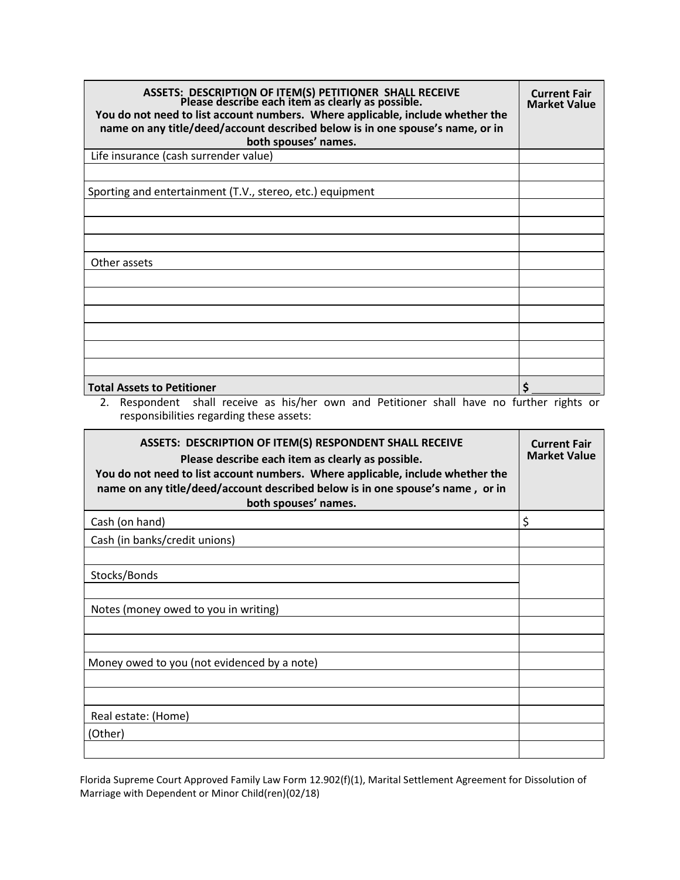| ASSETS: DESCRIPTION OF ITEM(S) PETITIONER SHALL RECEIVE<br>Please describe each item as clearly as possible.<br>You do not need to list account numbers. Where applicable, include whether the name on any title/deed/account described below is in one spouse's name, or in both spouses' names. | Current Fair Market Value |
|---|---|
| Life insurance (cash surrender value) | |
| | |
| Sporting and entertainment (T.V., stereo, etc.) equipment | |
| | |
| | |
| | |
| Other assets | |
| | |
| | |
| | |
| | |
| | |
| | |
| **Total Assets to Petitioner** | $ ___________ |

2. Respondent shall receive as his/her own and Petitioner shall have no further rights or responsibilities regarding these assets:

| ASSETS: DESCRIPTION OF ITEM(S) RESPONDENT SHALL RECEIVE<br>Please describe each item as clearly as possible.<br>You do not need to list account numbers. Where applicable, include whether the name on any title/deed/account described below is in one spouse's name , or in both spouses' names. | Current Fair Market Value |
|---|---|
| Cash (on hand) | $ |
| Cash (in banks/credit unions) | |
| | |
| Stocks/Bonds | |
| | |
| Notes (money owed to you in writing) | |
| | |
| | |
| Money owed to you (not evidenced by a note) | |
| | |
| | |
| Real estate: (Home) | |
| (Other) | |
| | |

Florida Supreme Court Approved Family Law Form 12.902(f)(1), Marital Settlement Agreement for Dissolution of Marriage with Dependent or Minor Child(ren)(02/18)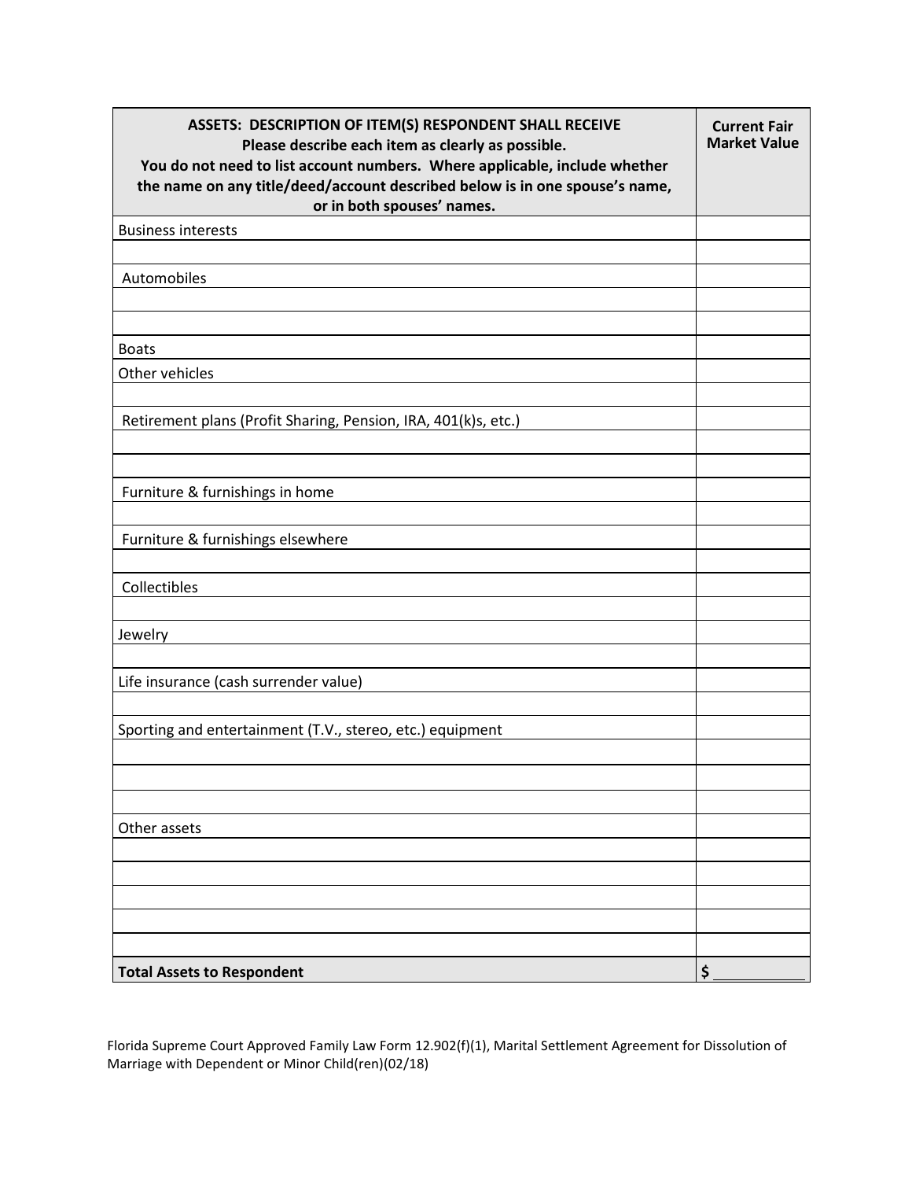| ASSETS: DESCRIPTION OF ITEM(S) RESPONDENT SHALL RECEIVE<br>Please describe each item as clearly as possible.<br>You do not need to list account numbers. Where applicable, include whether the name on any title/deed/account described below is in one spouse's name, or in both spouses' names. | Current Fair Market Value |
|---|---|
| Business interests | |
| | |
| Automobiles | |
| | |
| | |
| Boats | |
| Other vehicles | |
| | |
| Retirement plans (Profit Sharing, Pension, IRA, 401(k)s, etc.) | |
| | |
| | |
| Furniture & furnishings in home | |
| | |
| Furniture & furnishings elsewhere | |
| | |
| Collectibles | |
| | |
| Jewelry | |
| | |
| Life insurance (cash surrender value) | |
| | |
| Sporting and entertainment (T.V., stereo, etc.) equipment | |
| | |
| | |
| | |
| Other assets | |
| | |
| | |
| | |
| | |
| | |
| **Total Assets to Respondent** | $ ___________ |

Florida Supreme Court Approved Family Law Form 12.902(f)(1), Marital Settlement Agreement for Dissolution of Marriage with Dependent or Minor Child(ren)(02/18)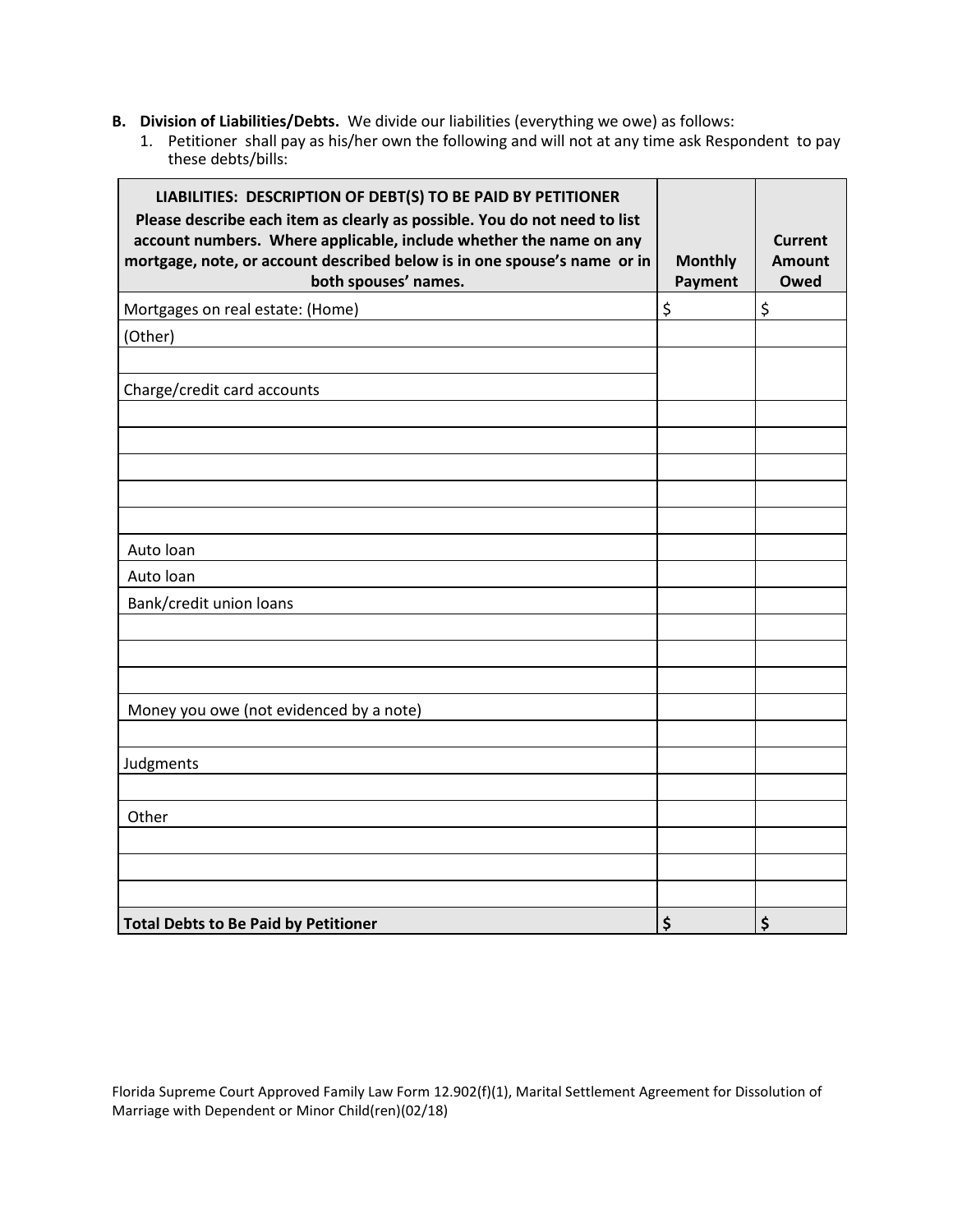**B. Division of Liabilities/Debts.** We divide our liabilities (everything we owe) as follows:

1. Petitioner shall pay as his/her own the following and will not at any time ask Respondent to pay these debts/bills:

| **LIABILITIES: DESCRIPTION OF DEBT(S) TO BE PAID BY PETITIONER** **Please describe each item as clearly as possible. You do not need to list account numbers. Where applicable, include whether the name on any mortgage, note, or account described below is in one spouse's name or in both spouses' names.** | **Monthly Payment** | **Current Amount Owed** |
|---|---|---|
| Mortgages on real estate: (Home) | $ | $ |
| (Other) | | |
| | | |
| Charge/credit card accounts | | |
| | | |
| | | |
| | | |
| | | |
| | | |
| Auto loan | | |
| Auto loan | | |
| Bank/credit union loans | | |
| | | |
| | | |
| | | |
| Money you owe (not evidenced by a note) | | |
| | | |
| Judgments | | |
| | | |
| Other | | |
| | | |
| | | |
| | | |
| **Total Debts to Be Paid by Petitioner** | **$** | **$** |

Florida Supreme Court Approved Family Law Form 12.902(f)(1), Marital Settlement Agreement for Dissolution of Marriage with Dependent or Minor Child(ren)(02/18)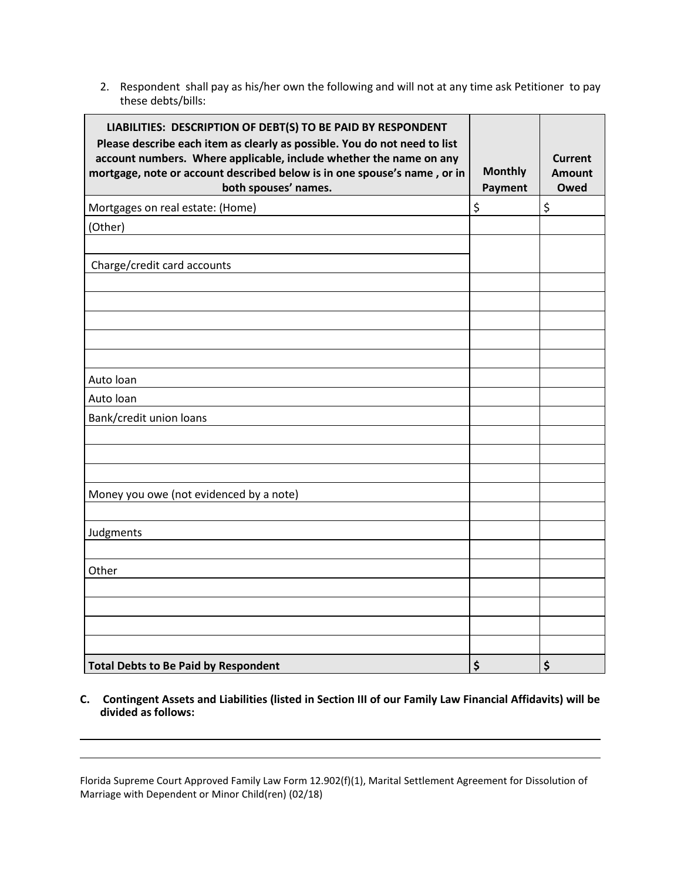2. Respondent shall pay as his/her own the following and will not at any time ask Petitioner to pay these debts/bills:

| **LIABILITIES: DESCRIPTION OF DEBT(S) TO BE PAID BY RESPONDENT** **Please describe each item as clearly as possible. You do not need to list account numbers. Where applicable, include whether the name on any mortgage, note or account described below is in one spouse's name , or in both spouses' names.** | **Monthly Payment** | **Current Amount Owed** |
|---|---|---|
| Mortgages on real estate: (Home) | $ | $ |
| (Other) | | |
| | | |
| Charge/credit card accounts | | |
| | | |
| | | |
| | | |
| | | |
| | | |
| Auto loan | | |
| Auto loan | | |
| Bank/credit union loans | | |
| | | |
| | | |
| | | |
| Money you owe (not evidenced by a note) | | |
| | | |
| Judgments | | |
| | | |
| Other | | |
| | | |
| | | |
| | | |
| | | |
| **Total Debts to Be Paid by Respondent** | **$** | **$** |

**C. Contingent Assets and Liabilities (listed in Section III of our Family Law Financial Affidavits) will be divided as follows:**

Florida Supreme Court Approved Family Law Form 12.902(f)(1), Marital Settlement Agreement for Dissolution of Marriage with Dependent or Minor Child(ren) (02/18)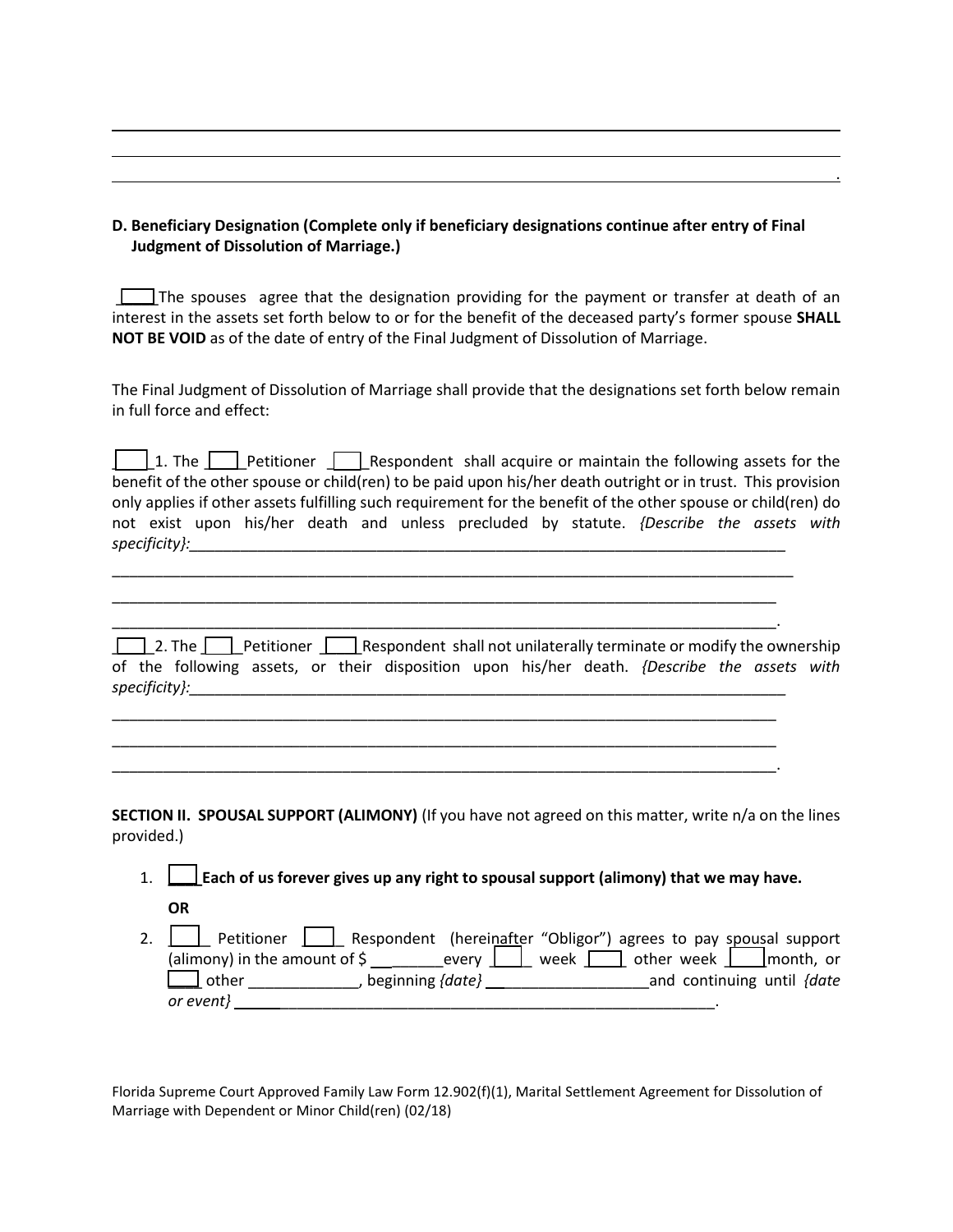\_\_\_\_\_\_\_\_\_\_\_\_\_\_\_\_\_\_\_\_\_\_\_\_\_\_\_\_\_\_\_\_\_\_\_\_\_\_\_\_\_\_\_\_\_\_\_\_\_\_\_\_\_\_\_\_\_\_\_\_\_\_\_\_\_\_\_\_\_\_\_\_\_\_\_\_\_\_\_\_\_\_\_\_

\_\_\_\_\_\_\_\_\_\_\_\_\_\_\_\_\_\_\_\_\_\_\_\_\_\_\_\_\_\_\_\_\_\_\_\_\_\_\_\_\_\_\_\_\_\_\_\_\_\_\_\_\_\_\_\_\_\_\_\_\_\_\_\_\_\_\_\_\_\_\_\_\_\_\_\_\_\_\_\_\_\_\_\_

\_\_\_\_\_\_\_\_\_\_\_\_\_\_\_\_\_\_\_\_\_\_\_\_\_\_\_\_\_\_\_\_\_\_\_\_\_\_\_\_\_\_\_\_\_\_\_\_\_\_\_\_\_\_\_\_\_\_\_\_\_\_\_\_\_\_\_\_\_\_\_\_\_\_\_\_\_\_\_\_\_\_\_\_.

**D. Beneficiary Designation (Complete only if beneficiary designations continue after entry of Final Judgment of Dissolution of Marriage.)**

\_\_\_\_ The spouses agree that the designation providing for the payment or transfer at death of an interest in the assets set forth below to or for the benefit of the deceased party's former spouse **SHALL NOT BE VOID** as of the date of entry of the Final Judgment of Dissolution of Marriage.

The Final Judgment of Dissolution of Marriage shall provide that the designations set forth below remain in full force and effect:

\_\_\_\_ 1. The \_\_\_\_ Petitioner \_\_\_\_ Respondent shall acquire or maintain the following assets for the benefit of the other spouse or child(ren) to be paid upon his/her death outright or in trust. This provision only applies if other assets fulfilling such requirement for the benefit of the other spouse or child(ren) do not exist upon his/her death and unless precluded by statute. *{Describe the assets with specificity}:*\_\_\_\_\_\_\_\_\_\_\_\_\_\_\_\_\_\_\_\_\_\_\_\_\_\_\_\_\_\_\_\_\_\_\_\_\_\_\_\_\_\_\_\_\_\_\_\_\_\_\_\_\_\_\_\_\_\_\_\_\_\_\_\_\_\_\_\_\_\_\_\_\_\_

\_\_\_\_\_\_\_\_\_\_\_\_\_\_\_\_\_\_\_\_\_\_\_\_\_\_\_\_\_\_\_\_\_\_\_\_\_\_\_\_\_\_\_\_\_\_\_\_\_\_\_\_\_\_\_\_\_\_\_\_\_\_\_\_\_\_\_\_\_\_\_\_\_\_\_\_\_\_\_\_\_\_\_\_

\_\_\_\_\_\_\_\_\_\_\_\_\_\_\_\_\_\_\_\_\_\_\_\_\_\_\_\_\_\_\_\_\_\_\_\_\_\_\_\_\_\_\_\_\_\_\_\_\_\_\_\_\_\_\_\_\_\_\_\_\_\_\_\_\_\_\_\_\_\_\_\_\_\_\_\_\_\_\_\_\_\_\_\_

\_\_\_\_\_\_\_\_\_\_\_\_\_\_\_\_\_\_\_\_\_\_\_\_\_\_\_\_\_\_\_\_\_\_\_\_\_\_\_\_\_\_\_\_\_\_\_\_\_\_\_\_\_\_\_\_\_\_\_\_\_\_\_\_\_\_\_\_\_\_\_\_\_\_\_\_\_\_\_\_\_\_\_\_.

\_\_\_\_ 2. The \_\_\_\_ Petitioner \_\_\_\_ Respondent shall not unilaterally terminate or modify the ownership of the following assets, or their disposition upon his/her death. *{Describe the assets with specificity}:*\_\_\_\_\_\_\_\_\_\_\_\_\_\_\_\_\_\_\_\_\_\_\_\_\_\_\_\_\_\_\_\_\_\_\_\_\_\_\_\_\_\_\_\_\_\_\_\_\_\_\_\_\_\_\_\_\_\_\_\_\_\_\_\_\_\_\_\_\_\_\_\_\_\_

\_\_\_\_\_\_\_\_\_\_\_\_\_\_\_\_\_\_\_\_\_\_\_\_\_\_\_\_\_\_\_\_\_\_\_\_\_\_\_\_\_\_\_\_\_\_\_\_\_\_\_\_\_\_\_\_\_\_\_\_\_\_\_\_\_\_\_\_\_\_\_\_\_\_\_\_\_\_\_\_\_\_\_\_

\_\_\_\_\_\_\_\_\_\_\_\_\_\_\_\_\_\_\_\_\_\_\_\_\_\_\_\_\_\_\_\_\_\_\_\_\_\_\_\_\_\_\_\_\_\_\_\_\_\_\_\_\_\_\_\_\_\_\_\_\_\_\_\_\_\_\_\_\_\_\_\_\_\_\_\_\_\_\_\_\_\_\_\_

\_\_\_\_\_\_\_\_\_\_\_\_\_\_\_\_\_\_\_\_\_\_\_\_\_\_\_\_\_\_\_\_\_\_\_\_\_\_\_\_\_\_\_\_\_\_\_\_\_\_\_\_\_\_\_\_\_\_\_\_\_\_\_\_\_\_\_\_\_\_\_\_\_\_\_\_\_\_\_\_\_\_\_\_.

**SECTION II. SPOUSAL SUPPORT (ALIMONY)** (If you have not agreed on this matter, write n/a on the lines provided.)

1. \_\_\_\_ **Each of us forever gives up any right to spousal support (alimony) that we may have.**

   **OR**

2. \_\_\_\_ Petitioner \_\_\_\_ Respondent (hereinafter "Obligor") agrees to pay spousal support (alimony) in the amount of $ \_\_\_\_\_\_\_\_\_ every \_\_\_\_ week \_\_\_\_ other week \_\_\_\_ month, or \_\_\_\_ other \_\_\_\_\_\_\_\_\_\_\_\_\_, beginning *{date}* \_\_\_\_\_\_\_\_\_\_\_\_\_\_\_\_\_\_\_ and continuing until *{date or event}* \_\_\_\_\_\_\_\_\_\_\_\_\_\_\_\_\_\_\_\_\_\_\_\_\_\_\_\_\_\_\_\_\_\_\_\_\_\_\_\_\_\_\_\_\_\_\_\_\_\_\_\_\_\_\_\_\_\_\_\_.

Florida Supreme Court Approved Family Law Form 12.902(f)(1), Marital Settlement Agreement for Dissolution of Marriage with Dependent or Minor Child(ren) (02/18)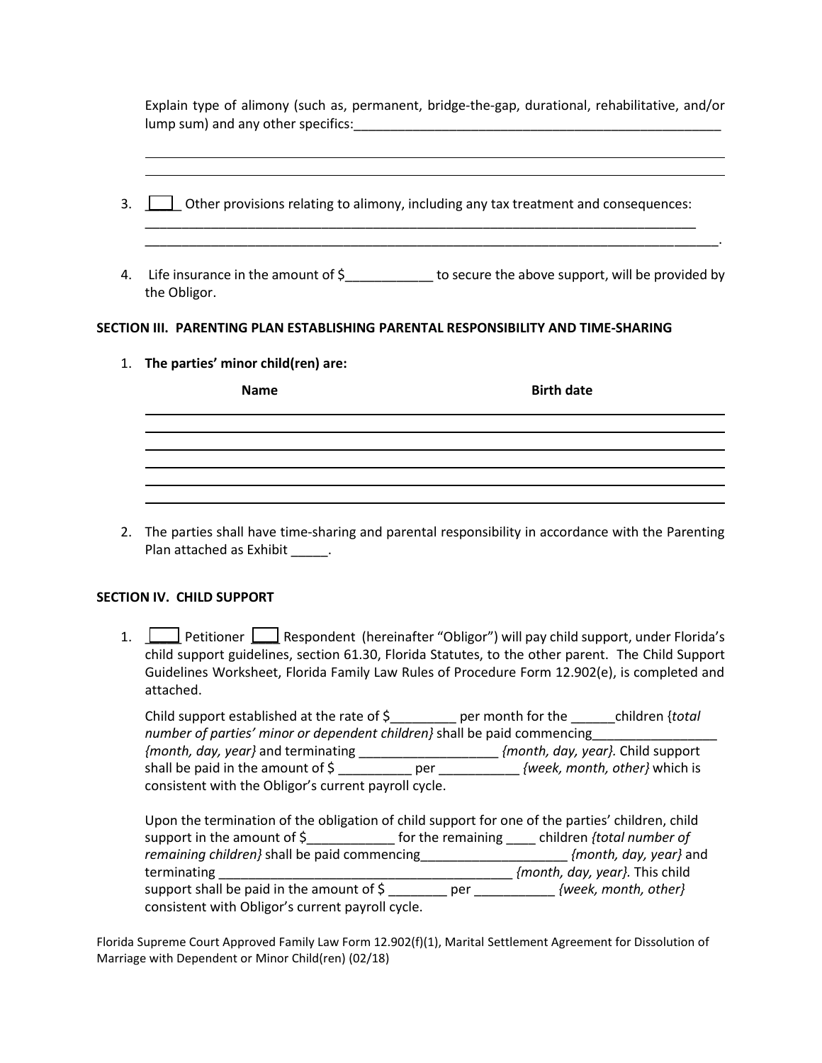Explain type of alimony (such as, permanent, bridge-the-gap, durational, rehabilitative, and/or lump sum) and any other specifics:_____________________________________________________

______________________________________________________________________________

______________________________________________________________________________

3. [ ] Other provisions relating to alimony, including any tax treatment and consequences: ______________________________________________________________________________ ______________________________________________________________________________.

4. Life insurance in the amount of $____________ to secure the above support, will be provided by the Obligor.

**SECTION III. PARENTING PLAN ESTABLISHING PARENTAL RESPONSIBILITY AND TIME-SHARING**

1. **The parties' minor child(ren) are:**

| Name | Birth date |
|---|---|
| | |
| | |
| | |
| | |
| | |
| | |

2. The parties shall have time-sharing and parental responsibility in accordance with the Parenting Plan attached as Exhibit _____.

**SECTION IV. CHILD SUPPORT**

1. [ ] Petitioner [ ] Respondent (hereinafter "Obligor") will pay child support, under Florida's child support guidelines, section 61.30, Florida Statutes, to the other parent. The Child Support Guidelines Worksheet, Florida Family Law Rules of Procedure Form 12.902(e), is completed and attached.

   Child support established at the rate of $_________ per month for the ______children {*total number of parties' minor or dependent children*} shall be paid commencing_________________ *{month, day, year}* and terminating ___________________ *{month, day, year}*. Child support shall be paid in the amount of $ __________ per ___________ *{week, month, other}* which is consistent with the Obligor's current payroll cycle.

   Upon the termination of the obligation of child support for one of the parties' children, child support in the amount of $____________ for the remaining ____ children *{total number of remaining children}* shall be paid commencing____________________ *{month, day, year}* and terminating ________________________________________ *{month, day, year}*. This child support shall be paid in the amount of $ ________ per ___________ *{week, month, other}* consistent with Obligor's current payroll cycle.

Florida Supreme Court Approved Family Law Form 12.902(f)(1), Marital Settlement Agreement for Dissolution of Marriage with Dependent or Minor Child(ren) (02/18)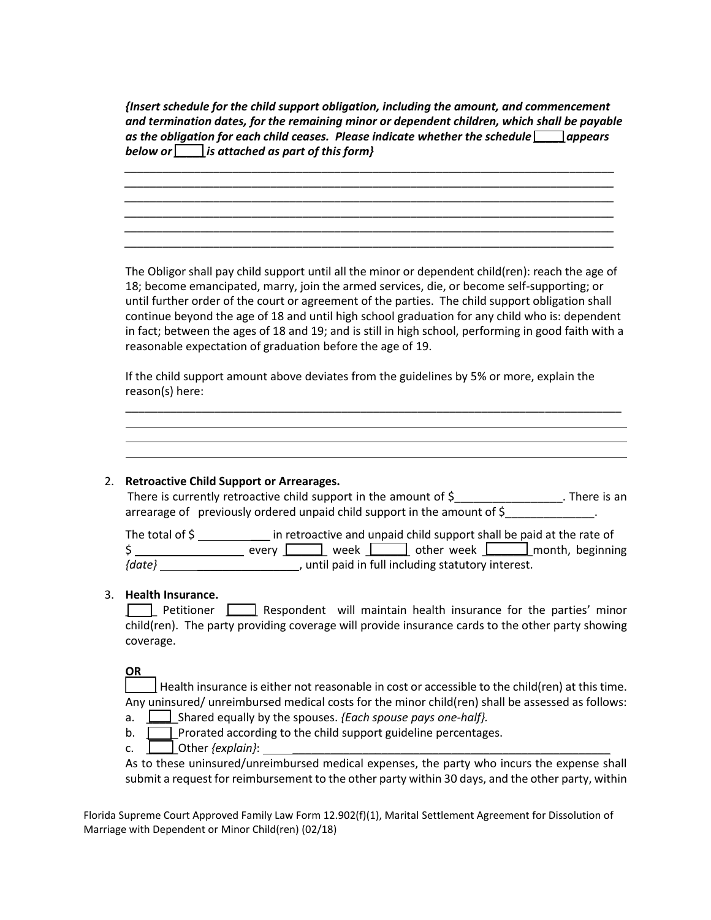***{Insert schedule for the child support obligation, including the amount, and commencement and termination dates, for the remaining minor or dependent children, which shall be payable as the obligation for each child ceases. Please indicate whether the schedule [____] appears below or [____] is attached as part of this form}***

___________________________________________________________________________
___________________________________________________________________________
___________________________________________________________________________
___________________________________________________________________________
___________________________________________________________________________
___________________________________________________________________________

The Obligor shall pay child support until all the minor or dependent child(ren): reach the age of 18; become emancipated, marry, join the armed services, die, or become self-supporting; or until further order of the court or agreement of the parties. The child support obligation shall continue beyond the age of 18 and until high school graduation for any child who is: dependent in fact; between the ages of 18 and 19; and is still in high school, performing in good faith with a reasonable expectation of graduation before the age of 19.

If the child support amount above deviates from the guidelines by 5% or more, explain the reason(s) here:

___________________________________________________________________________
___________________________________________________________________________
___________________________________________________________________________
___________________________________________________________________________

2. **Retroactive Child Support or Arrearages.**
   There is currently retroactive child support in the amount of $_________________. There is an arrearage of previously ordered unpaid child support in the amount of $______________.

   The total of $ ____________ in retroactive and unpaid child support shall be paid at the rate of $ _________________ every [_____] week [_____] other week [______] month, beginning *{date}* ________________________, until paid in full including statutory interest.

3. **Health Insurance.**
   [____] Petitioner [____] Respondent will maintain health insurance for the parties' minor child(ren). The party providing coverage will provide insurance cards to the other party showing coverage.

   **OR**
   [____] Health insurance is either not reasonable in cost or accessible to the child(ren) at this time. Any uninsured/ unreimbursed medical costs for the minor child(ren) shall be assessed as follows:
   a. [____] Shared equally by the spouses. *{Each spouse pays one-half}.*
   b. [____] Prorated according to the child support guideline percentages.
   c. [____] Other *{explain}*: ________________________________________________________
   As to these uninsured/unreimbursed medical expenses, the party who incurs the expense shall submit a request for reimbursement to the other party within 30 days, and the other party, within

Florida Supreme Court Approved Family Law Form 12.902(f)(1), Marital Settlement Agreement for Dissolution of Marriage with Dependent or Minor Child(ren) (02/18)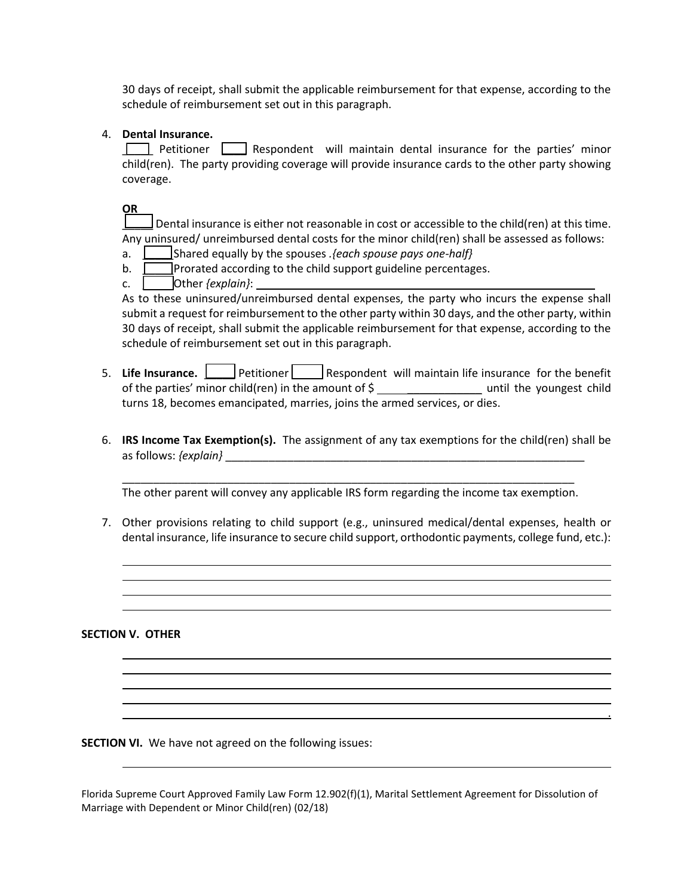30 days of receipt, shall submit the applicable reimbursement for that expense, according to the schedule of reimbursement set out in this paragraph.

4. **Dental Insurance.**
   ____ Petitioner ____ Respondent will maintain dental insurance for the parties' minor child(ren). The party providing coverage will provide insurance cards to the other party showing coverage.

   **OR**
   ____ Dental insurance is either not reasonable in cost or accessible to the child(ren) at this time. Any uninsured/ unreimbursed dental costs for the minor child(ren) shall be assessed as follows:
   a. ____ Shared equally by the spouses .*{each spouse pays one-half}*
   b. ____ Prorated according to the child support guideline percentages.
   c. ____ Other *{explain}*: ____________________________________________
   As to these uninsured/unreimbursed dental expenses, the party who incurs the expense shall submit a request for reimbursement to the other party within 30 days, and the other party, within 30 days of receipt, shall submit the applicable reimbursement for that expense, according to the schedule of reimbursement set out in this paragraph.

5. **Life Insurance.** ____ Petitioner ____ Respondent will maintain life insurance for the benefit of the parties' minor child(ren) in the amount of $ ________________ until the youngest child turns 18, becomes emancipated, marries, joins the armed services, or dies.

6. **IRS Income Tax Exemption(s).** The assignment of any tax exemptions for the child(ren) shall be as follows: *{explain}* ________________________________________________________________

   ______________________________________________________________________________
   The other parent will convey any applicable IRS form regarding the income tax exemption.

7. Other provisions relating to child support (e.g., uninsured medical/dental expenses, health or dental insurance, life insurance to secure child support, orthodontic payments, college fund, etc.):

   ______________________________________________________________________________
   ______________________________________________________________________________
   ______________________________________________________________________________
   ______________________________________________________________________________

**SECTION V. OTHER**

______________________________________________________________________________
______________________________________________________________________________
______________________________________________________________________________
______________________________________________________________________________
______________________________________________________________________________.

**SECTION VI.** We have not agreed on the following issues:

______________________________________________________________________________

Florida Supreme Court Approved Family Law Form 12.902(f)(1), Marital Settlement Agreement for Dissolution of Marriage with Dependent or Minor Child(ren) (02/18)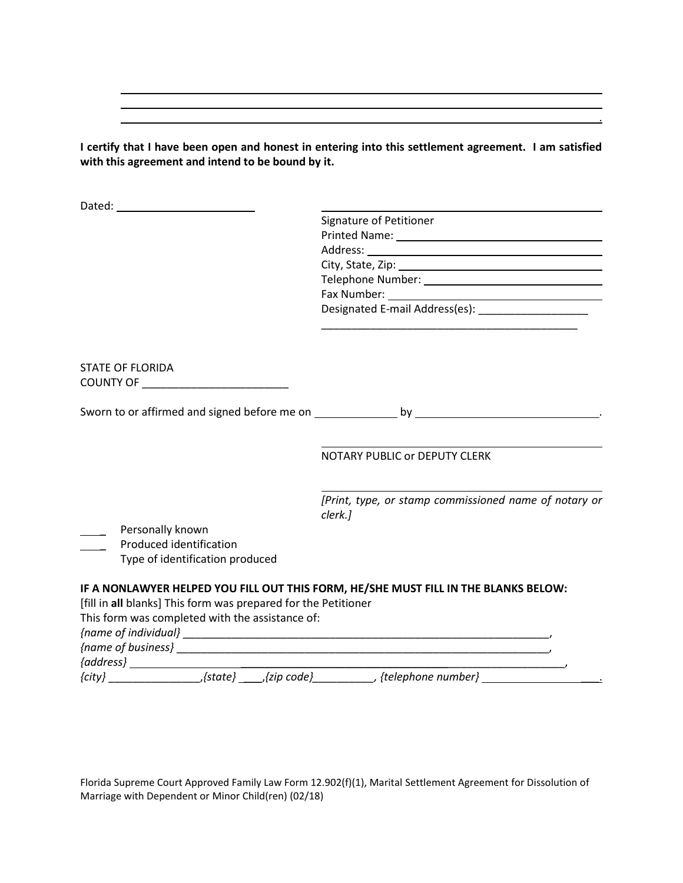\_\_\_\_\_\_\_\_\_\_\_\_\_\_\_\_\_\_\_\_\_\_\_\_\_\_\_\_\_\_\_\_\_\_\_\_\_\_\_\_\_\_\_\_\_\_\_\_\_\_\_\_\_\_\_\_\_\_\_\_\_\_\_\_\_\_\_\_\_\_\_\_\_\_
\_\_\_\_\_\_\_\_\_\_\_\_\_\_\_\_\_\_\_\_\_\_\_\_\_\_\_\_\_\_\_\_\_\_\_\_\_\_\_\_\_\_\_\_\_\_\_\_\_\_\_\_\_\_\_\_\_\_\_\_\_\_\_\_\_\_\_\_\_\_\_\_\_\_
\_\_\_\_\_\_\_\_\_\_\_\_\_\_\_\_\_\_\_\_\_\_\_\_\_\_\_\_\_\_\_\_\_\_\_\_\_\_\_\_\_\_\_\_\_\_\_\_\_\_\_\_\_\_\_\_\_\_\_\_\_\_\_\_\_\_\_\_\_\_\_\_\_\_.

**I certify that I have been open and honest in entering into this settlement agreement. I am satisfied with this agreement and intend to be bound by it.**

Dated: \_\_\_\_\_\_\_\_\_\_\_\_\_\_\_\_\_\_\_\_\_\_

\_\_\_\_\_\_\_\_\_\_\_\_\_\_\_\_\_\_\_\_\_\_\_\_\_\_\_\_\_\_\_\_\_\_\_\_\_\_\_\_\_\_
Signature of Petitioner
Printed Name: \_\_\_\_\_\_\_\_\_\_\_\_\_\_\_\_\_\_\_\_\_\_\_\_\_\_\_\_\_\_
Address: \_\_\_\_\_\_\_\_\_\_\_\_\_\_\_\_\_\_\_\_\_\_\_\_\_\_\_\_\_\_\_\_\_\_\_
City, State, Zip: \_\_\_\_\_\_\_\_\_\_\_\_\_\_\_\_\_\_\_\_\_\_\_\_\_\_\_\_\_
Telephone Number: \_\_\_\_\_\_\_\_\_\_\_\_\_\_\_\_\_\_\_\_\_\_\_\_\_\_
Fax Number: \_\_\_\_\_\_\_\_\_\_\_\_\_\_\_\_\_\_\_\_\_\_\_\_\_\_\_\_\_\_\_
Designated E-mail Address(es): \_\_\_\_\_\_\_\_\_\_\_\_\_\_\_\_\_\_
\_\_\_\_\_\_\_\_\_\_\_\_\_\_\_\_\_\_\_\_\_\_\_\_\_\_\_\_\_\_\_\_\_\_\_\_\_\_\_\_\_\_\_\_

STATE OF FLORIDA
COUNTY OF \_\_\_\_\_\_\_\_\_\_\_\_\_\_\_\_\_\_\_\_\_\_\_\_

Sworn to or affirmed and signed before me on \_\_\_\_\_\_\_\_\_\_\_\_\_ by \_\_\_\_\_\_\_\_\_\_\_\_\_\_\_\_\_\_\_\_\_\_\_\_\_\_\_\_\_\_.

\_\_\_\_\_\_\_\_\_\_\_\_\_\_\_\_\_\_\_\_\_\_\_\_\_\_\_\_\_\_\_\_\_\_\_\_\_\_\_\_\_\_
NOTARY PUBLIC or DEPUTY CLERK

\_\_\_\_\_\_\_\_\_\_\_\_\_\_\_\_\_\_\_\_\_\_\_\_\_\_\_\_\_\_\_\_\_\_\_\_\_\_\_\_\_\_
*[Print, type, or stamp commissioned name of notary or clerk.]*

\_\_\_\_ Personally known
\_\_\_\_ Produced identification
Type of identification produced

**IF A NONLAWYER HELPED YOU FILL OUT THIS FORM, HE/SHE MUST FILL IN THE BLANKS BELOW:**
[fill in **all** blanks] This form was prepared for the Petitioner
This form was completed with the assistance of:
*{name of individual}* \_\_\_\_\_\_\_\_\_\_\_\_\_\_\_\_\_\_\_\_\_\_\_\_\_\_\_\_\_\_\_\_\_\_\_\_\_\_\_\_\_\_\_\_\_\_\_\_\_\_\_\_\_\_\_\_\_\_\_\_\_,
*{name of business}* \_\_\_\_\_\_\_\_\_\_\_\_\_\_\_\_\_\_\_\_\_\_\_\_\_\_\_\_\_\_\_\_\_\_\_\_\_\_\_\_\_\_\_\_\_\_\_\_\_\_\_\_\_\_\_\_\_\_\_\_\_,
*{address}* \_\_\_\_\_\_\_\_\_\_\_\_\_\_\_\_\_\_\_\_\_\_\_\_\_\_\_\_\_\_\_\_\_\_\_\_\_\_\_\_\_\_\_\_\_\_\_\_\_\_\_\_\_\_\_\_\_\_\_\_\_\_\_\_\_\_\_\_\_\_\_,
*{city}* \_\_\_\_\_\_\_\_\_\_\_\_\_\_\_,*{state}* \_\_\_\_,*{zip code}*\_\_\_\_\_\_\_\_\_\_, *{telephone number}* \_\_\_\_\_\_\_\_\_\_\_\_\_\_\_\_\_\_\_\_.

Florida Supreme Court Approved Family Law Form 12.902(f)(1), Marital Settlement Agreement for Dissolution of Marriage with Dependent or Minor Child(ren) (02/18)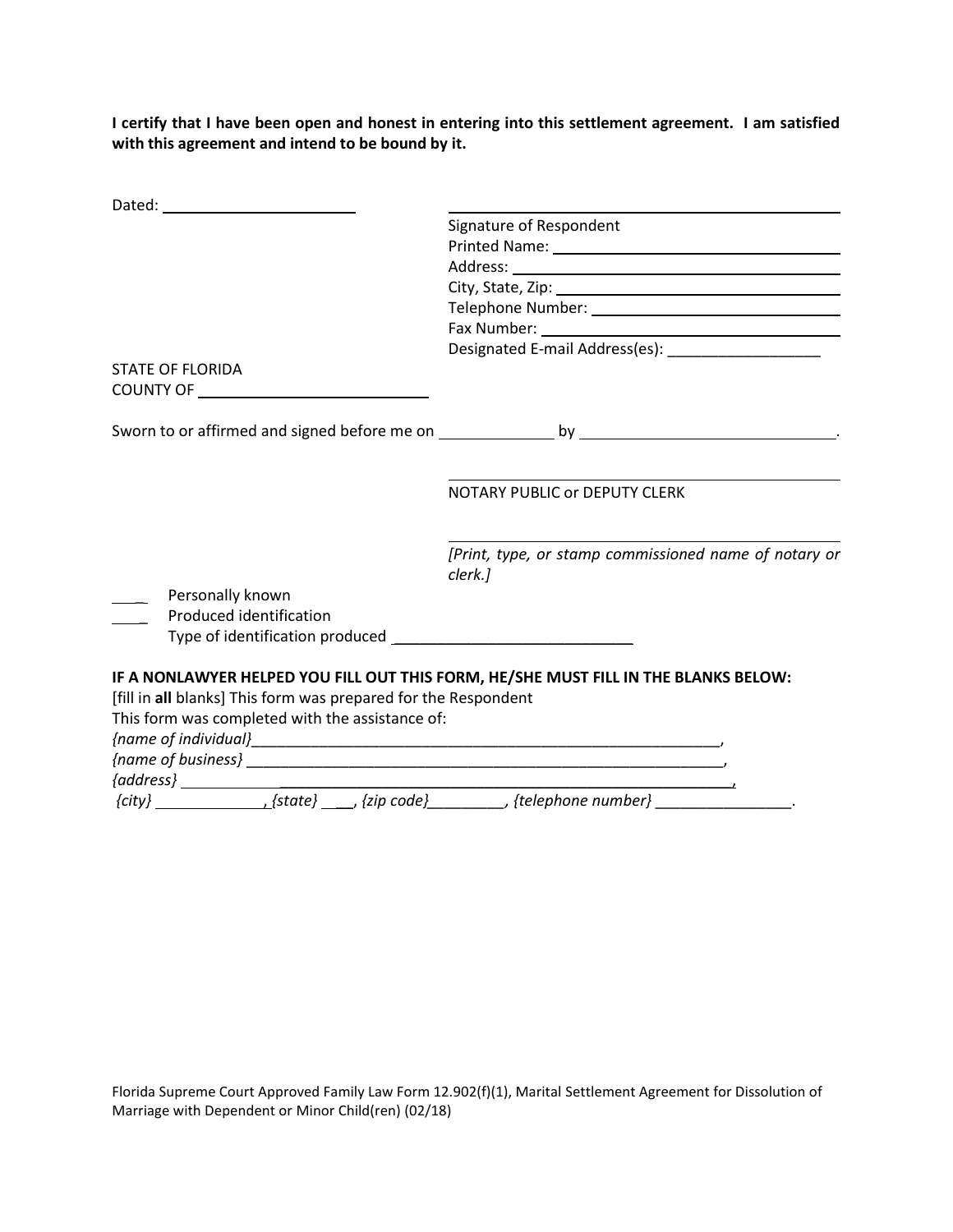**I certify that I have been open and honest in entering into this settlement agreement. I am satisfied with this agreement and intend to be bound by it.**

Dated: ______________________

______________________________________
Signature of Respondent
Printed Name: ______________________________
Address: __________________________________
City, State, Zip: ____________________________
Telephone Number: __________________________
Fax Number: _______________________________
Designated E-mail Address(es): __________________

STATE OF FLORIDA
COUNTY OF ___________________________

Sworn to or affirmed and signed before me on _____________ by ______________________________.

______________________________________
NOTARY PUBLIC or DEPUTY CLERK

______________________________________
*[Print, type, or stamp commissioned name of notary or clerk.]*

____ Personally known
____ Produced identification
Type of identification produced ____________________________

**IF A NONLAWYER HELPED YOU FILL OUT THIS FORM, HE/SHE MUST FILL IN THE BLANKS BELOW:**
[fill in **all** blanks] This form was prepared for the Respondent
This form was completed with the assistance of:
*{name of individual}*_________________________________________________________,
*{name of business}* __________________________________________________________,
*{address}* ________________________________________________________________,
*{city}* _____________, *{state}* ____, *{zip code}*_________, *{telephone number}* ________________.

Florida Supreme Court Approved Family Law Form 12.902(f)(1), Marital Settlement Agreement for Dissolution of Marriage with Dependent or Minor Child(ren) (02/18)